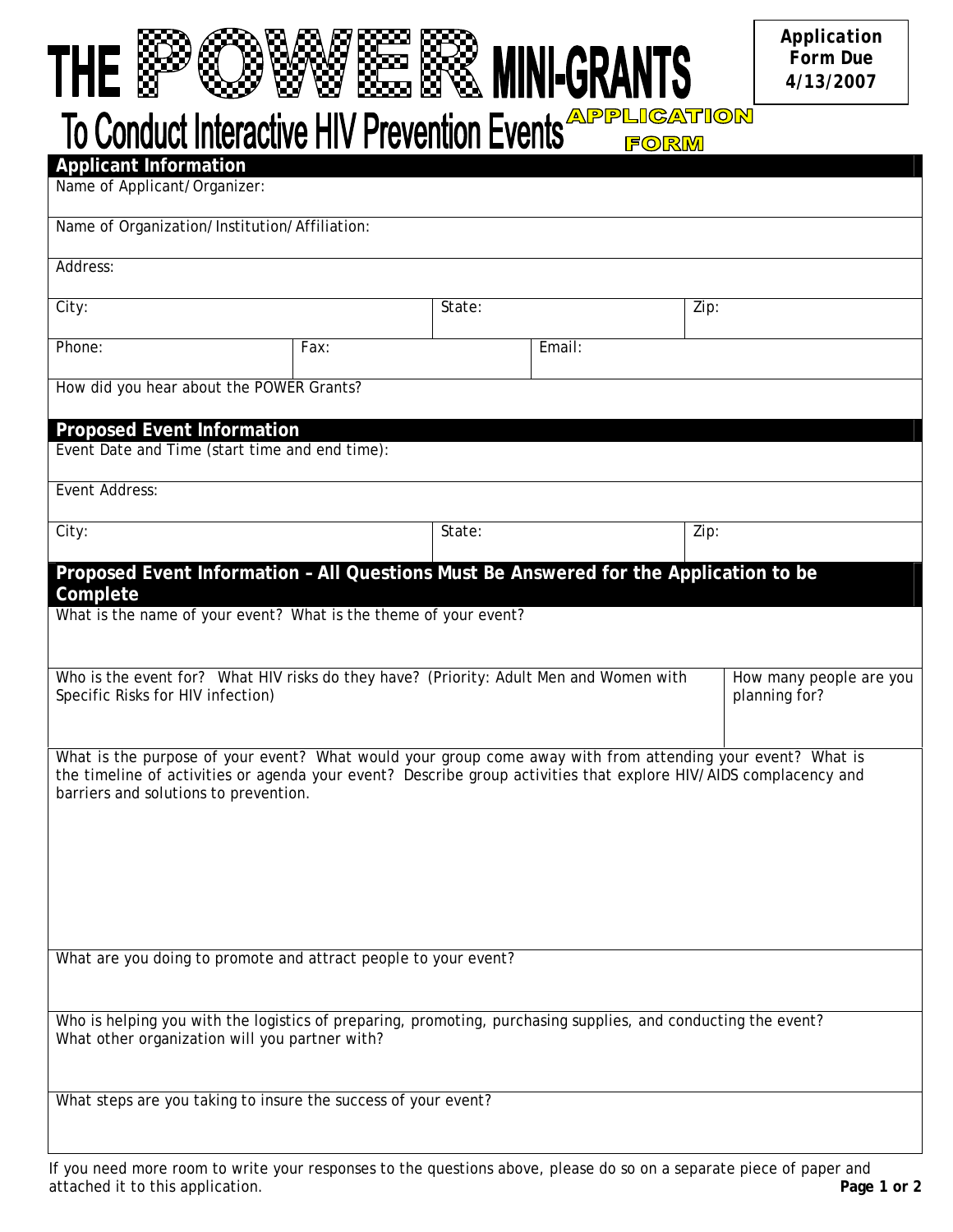# THE POWER MINI-GRANTS

## To Conduct Interactive HIV Prevention Events APPLICATION FORM

**Application Form Due 4/13/2007**

### Applicant Information

| Name of Applicant/Organizer: | | | | |
|---|---|---|---|---|
| Name of Organization/Institution/Affiliation: | | | | |
| Address: | | | | |
| City: | | State: | | Zip: |
| Phone: | Fax: | | Email: | |
| How did you hear about the POWER Grants? | | | | |

### Proposed Event Information

| Event Date and Time (start time and end time): | | |
|---|---|---|
| Event Address: | | |
| City: | State: | Zip: |

### Proposed Event Information – All Questions Must Be Answered for the Application to be Complete

| What is the name of your event? What is the theme of your event? | |
|---|---|
| Who is the event for? What HIV risks do they have? (Priority: Adult Men and Women with Specific Risks for HIV infection) | How many people are you planning for? |
| What is the purpose of your event? What would your group come away with from attending your event? What is the timeline of activities or agenda your event? Describe group activities that explore HIV/AIDS complacency and barriers and solutions to prevention. | |
| What are you doing to promote and attract people to your event? | |
| Who is helping you with the logistics of preparing, promoting, purchasing supplies, and conducting the event? What other organization will you partner with? | |
| What steps are you taking to insure the success of your event? | |

If you need more room to write your responses to the questions above, please do so on a separate piece of paper and attached it to this application.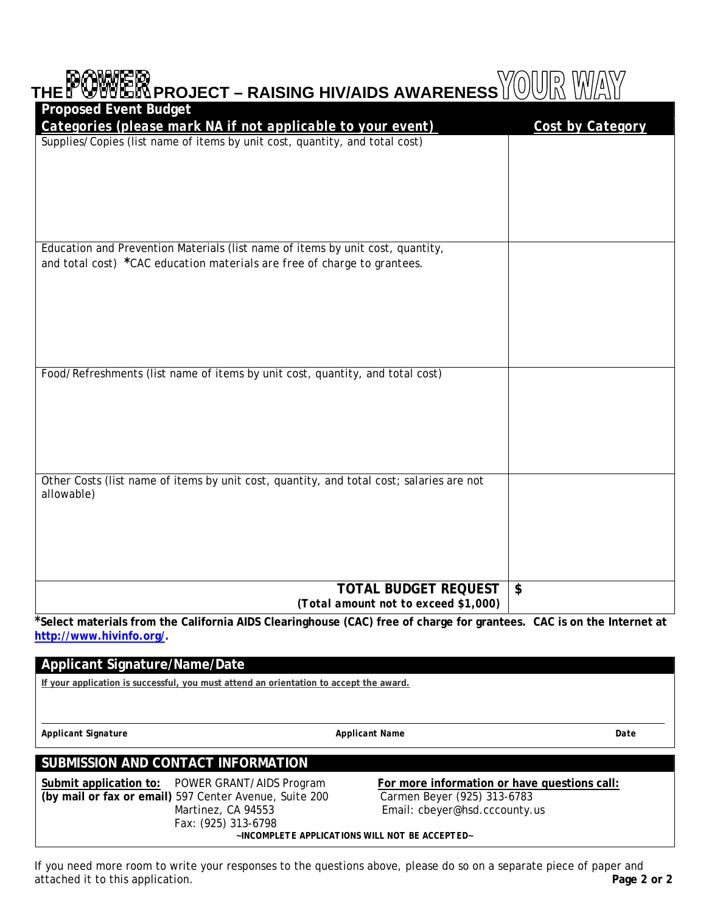# THE POWER PROJECT – RAISING HIV/AIDS AWARENESS YOUR WAY

| **Proposed Event Budget**<br>***Categories (please mark NA if not applicable to your event)*** | ***Cost by Category*** |
|---|---|
| Supplies/Copies (list name of items by unit cost, quantity, and total cost) | |
| Education and Prevention Materials (list name of items by unit cost, quantity, and total cost) **\***CAC education materials are free of charge to grantees. | |
| Food/Refreshments (list name of items by unit cost, quantity, and total cost) | |
| Other Costs (list name of items by unit cost, quantity, and total cost; salaries are not allowable) | |
| **TOTAL BUDGET REQUEST**<br>***(Total amount not to exceed $1,000)*** | **$** |

**\*Select materials from the California AIDS Clearinghouse (CAC) free of charge for grantees. CAC is on the Internet at http://www.hivinfo.org/.**

## Applicant Signature/Name/Date

***If your application is successful, you must attend an orientation to accept the award.***

***Applicant Signature*** ***Applicant Name*** ***Date***

## SUBMISSION AND CONTACT INFORMATION

**Submit application to:** POWER GRANT/AIDS Program
**(by mail or fax or email)** 597 Center Avenue, Suite 200
Martinez, CA 94553
Fax: (925) 313-6798

**For more information or have questions call:**
Carmen Beyer (925) 313-6783
Email: cbeyer@hsd.cccounty.us

**~INCOMPLETE APPLICATIONS WILL NOT BE ACCEPTED~**

If you need more room to write your responses to the questions above, please do so on a separate piece of paper and attached it to this application.